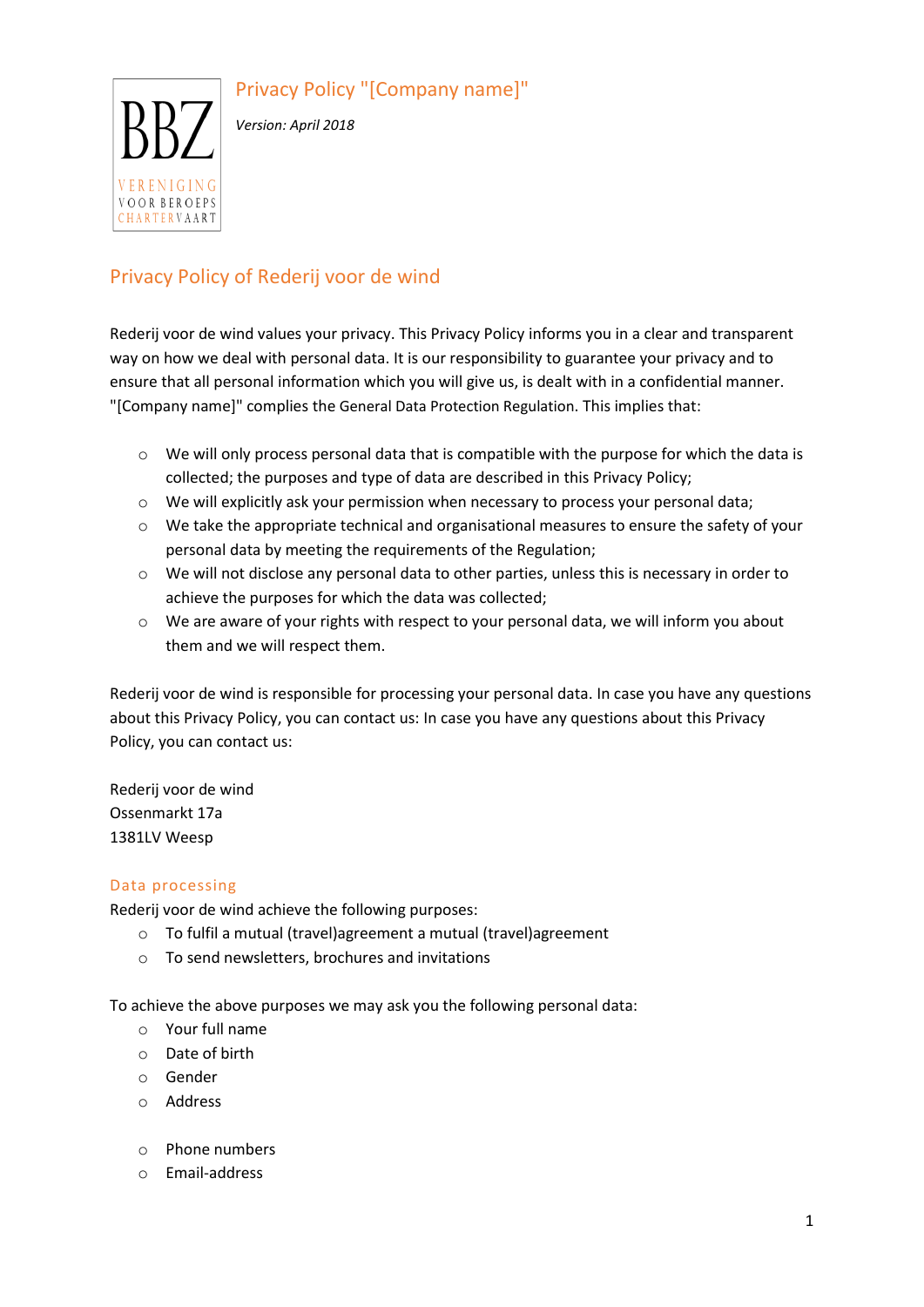# Privacy Policy "[Company name]"

*Version: April 2018*

## Privacy Policy of Rederij voor de wind

Rederij voor de wind values your privacy. This Privacy Policy informs you in a clear and transparent way on how we deal with personal data. It is our responsibility to guarantee your privacy and to ensure that all personal information which you will give us, is dealt with in a confidential manner. "[Company name]" complies the General Data Protection Regulation. This implies that:

- We will only process personal data that is compatible with the purpose for which the data is collected; the purposes and type of data are described in this Privacy Policy;
- We will explicitly ask your permission when necessary to process your personal data;
- We take the appropriate technical and organisational measures to ensure the safety of your personal data by meeting the requirements of the Regulation;
- We will not disclose any personal data to other parties, unless this is necessary in order to achieve the purposes for which the data was collected;
- We are aware of your rights with respect to your personal data, we will inform you about them and we will respect them.

Rederij voor de wind is responsible for processing your personal data. In case you have any questions about this Privacy Policy, you can contact us: In case you have any questions about this Privacy Policy, you can contact us:

Rederij voor de wind
Ossenmarkt 17a
1381LV Weesp

### Data processing

Rederij voor de wind achieve the following purposes:

- To fulfil a mutual (travel)agreement a mutual (travel)agreement
- To send newsletters, brochures and invitations

To achieve the above purposes we may ask you the following personal data:

- Your full name
- Date of birth
- Gender
- Address
- Phone numbers
- Email-address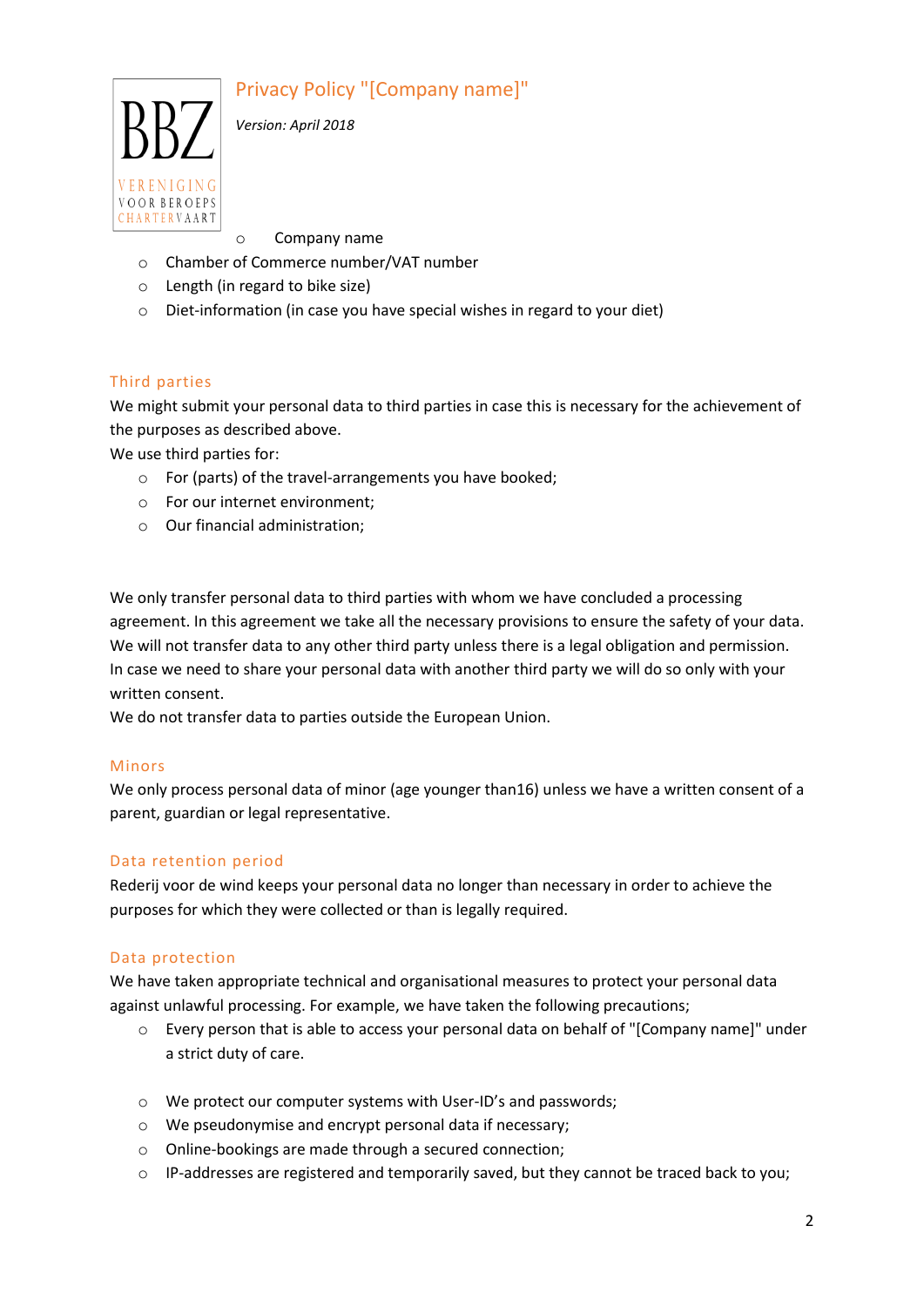- Company name
- Chamber of Commerce number/VAT number
- Length (in regard to bike size)
- Diet-information (in case you have special wishes in regard to your diet)

## Third parties

We might submit your personal data to third parties in case this is necessary for the achievement of the purposes as described above.

We use third parties for:

- For (parts) of the travel-arrangements you have booked;
- For our internet environment;
- Our financial administration;

We only transfer personal data to third parties with whom we have concluded a processing agreement. In this agreement we take all the necessary provisions to ensure the safety of your data. We will not transfer data to any other third party unless there is a legal obligation and permission. In case we need to share your personal data with another third party we will do so only with your written consent.

We do not transfer data to parties outside the European Union.

## Minors

We only process personal data of minor (age younger than16) unless we have a written consent of a parent, guardian or legal representative.

## Data retention period

Rederij voor de wind keeps your personal data no longer than necessary in order to achieve the purposes for which they were collected or than is legally required.

## Data protection

We have taken appropriate technical and organisational measures to protect your personal data against unlawful processing. For example, we have taken the following precautions;

- Every person that is able to access your personal data on behalf of "[Company name]" under a strict duty of care.

- We protect our computer systems with User-ID's and passwords;
- We pseudonymise and encrypt personal data if necessary;
- Online-bookings are made through a secured connection;
- IP-addresses are registered and temporarily saved, but they cannot be traced back to you;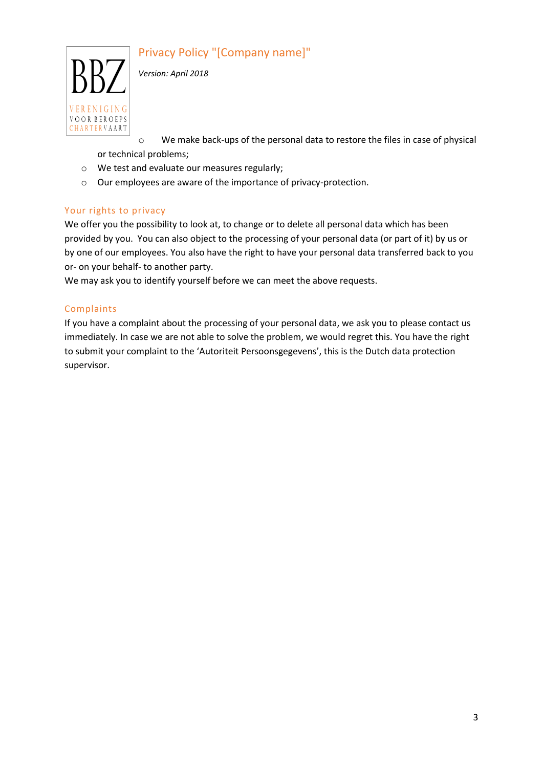- We make back-ups of the personal data to restore the files in case of physical or technical problems;
- We test and evaluate our measures regularly;
- Our employees are aware of the importance of privacy-protection.

## Your rights to privacy

We offer you the possibility to look at, to change or to delete all personal data which has been provided by you. You can also object to the processing of your personal data (or part of it) by us or by one of our employees. You also have the right to have your personal data transferred back to you or- on your behalf- to another party.

We may ask you to identify yourself before we can meet the above requests.

## Complaints

If you have a complaint about the processing of your personal data, we ask you to please contact us immediately. In case we are not able to solve the problem, we would regret this. You have the right to submit your complaint to the 'Autoriteit Persoonsgegevens', this is the Dutch data protection supervisor.